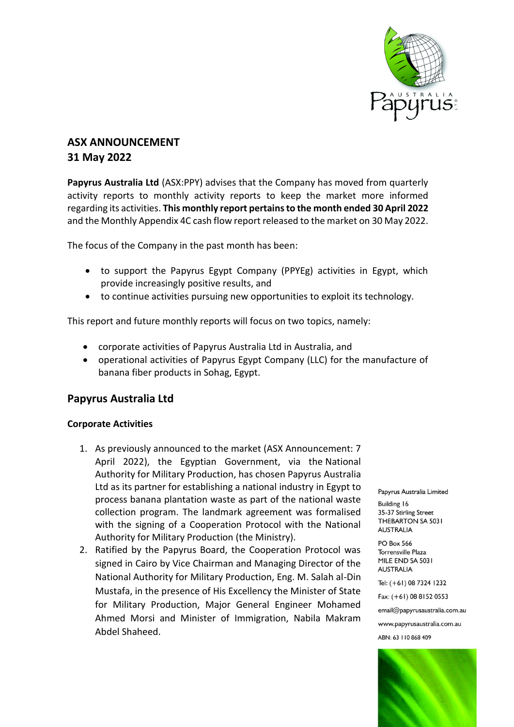## ASX ANNOUNCEMENT
## 31 May 2022

**Papyrus Australia Ltd** (ASX:PPY) advises that the Company has moved from quarterly activity reports to monthly activity reports to keep the market more informed regarding its activities. **This monthly report pertains to the month ended 30 April 2022** and the Monthly Appendix 4C cash flow report released to the market on 30 May 2022.

The focus of the Company in the past month has been:

- to support the Papyrus Egypt Company (PPYEg) activities in Egypt, which provide increasingly positive results, and
- to continue activities pursuing new opportunities to exploit its technology.

This report and future monthly reports will focus on two topics, namely:

- corporate activities of Papyrus Australia Ltd in Australia, and
- operational activities of Papyrus Egypt Company (LLC) for the manufacture of banana fiber products in Sohag, Egypt.

## Papyrus Australia Ltd

### Corporate Activities

1. As previously announced to the market (ASX Announcement: 7 April 2022), the Egyptian Government, via the National Authority for Military Production, has chosen Papyrus Australia Ltd as its partner for establishing a national industry in Egypt to process banana plantation waste as part of the national waste collection program. The landmark agreement was formalised with the signing of a Cooperation Protocol with the National Authority for Military Production (the Ministry).
2. Ratified by the Papyrus Board, the Cooperation Protocol was signed in Cairo by Vice Chairman and Managing Director of the National Authority for Military Production, Eng. M. Salah al-Din Mustafa, in the presence of His Excellency the Minister of State for Military Production, Major General Engineer Mohamed Ahmed Morsi and Minister of Immigration, Nabila Makram Abdel Shaheed.

Papyrus Australia Limited

Building 16
35-37 Stirling Street
THEBARTON SA 5031
AUSTRALIA

PO Box 566
Torrensville Plaza
MILE END SA 5031
AUSTRALIA

Tel: (+61) 08 7324 1232

Fax: (+61) 08 8152 0553

email@papyrusaustralia.com.au

www.papyrusaustralia.com.au

ABN: 63 110 868 409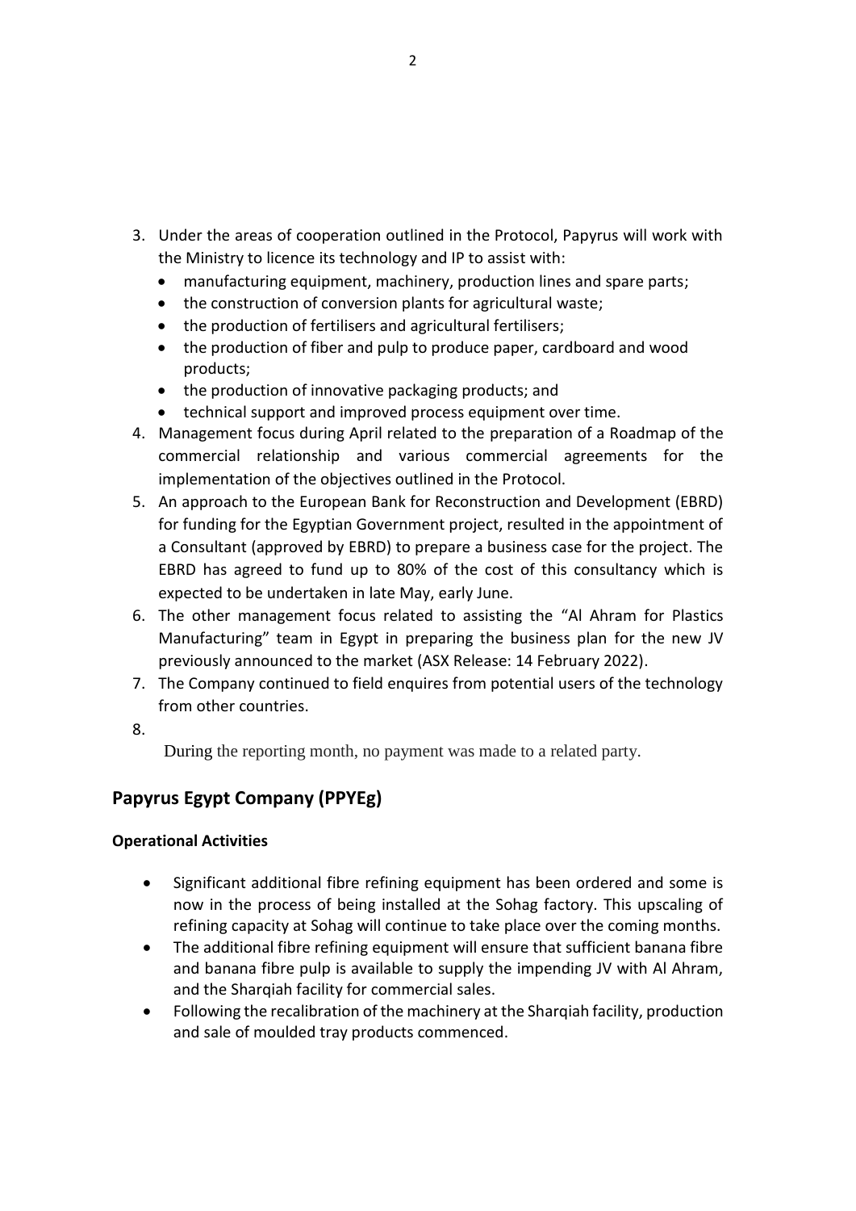3. Under the areas of cooperation outlined in the Protocol, Papyrus will work with the Ministry to licence its technology and IP to assist with:
   - manufacturing equipment, machinery, production lines and spare parts;
   - the construction of conversion plants for agricultural waste;
   - the production of fertilisers and agricultural fertilisers;
   - the production of fiber and pulp to produce paper, cardboard and wood products;
   - the production of innovative packaging products; and
   - technical support and improved process equipment over time.
4. Management focus during April related to the preparation of a Roadmap of the commercial relationship and various commercial agreements for the implementation of the objectives outlined in the Protocol.
5. An approach to the European Bank for Reconstruction and Development (EBRD) for funding for the Egyptian Government project, resulted in the appointment of a Consultant (approved by EBRD) to prepare a business case for the project. The EBRD has agreed to fund up to 80% of the cost of this consultancy which is expected to be undertaken in late May, early June.
6. The other management focus related to assisting the "Al Ahram for Plastics Manufacturing" team in Egypt in preparing the business plan for the new JV previously announced to the market (ASX Release: 14 February 2022).
7. The Company continued to field enquires from potential users of the technology from other countries.
8. During the reporting month, no payment was made to a related party.

## Papyrus Egypt Company (PPYEg)

### Operational Activities

- Significant additional fibre refining equipment has been ordered and some is now in the process of being installed at the Sohag factory. This upscaling of refining capacity at Sohag will continue to take place over the coming months.
- The additional fibre refining equipment will ensure that sufficient banana fibre and banana fibre pulp is available to supply the impending JV with Al Ahram, and the Sharqiah facility for commercial sales.
- Following the recalibration of the machinery at the Sharqiah facility, production and sale of moulded tray products commenced.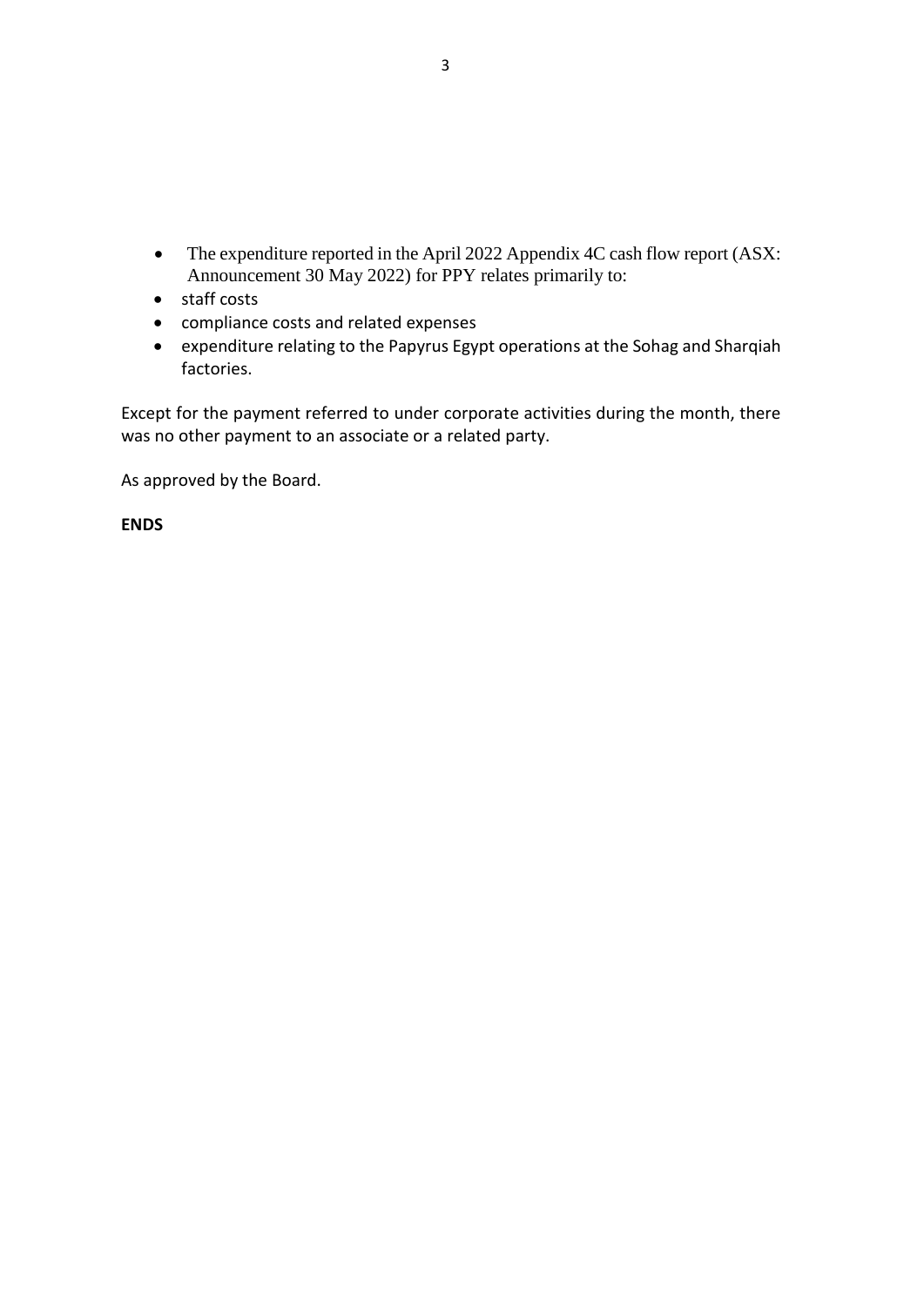- The expenditure reported in the April 2022 Appendix 4C cash flow report (ASX: Announcement 30 May 2022) for PPY relates primarily to:
- staff costs
- compliance costs and related expenses
- expenditure relating to the Papyrus Egypt operations at the Sohag and Sharqiah factories.

Except for the payment referred to under corporate activities during the month, there was no other payment to an associate or a related party.

As approved by the Board.

**ENDS**